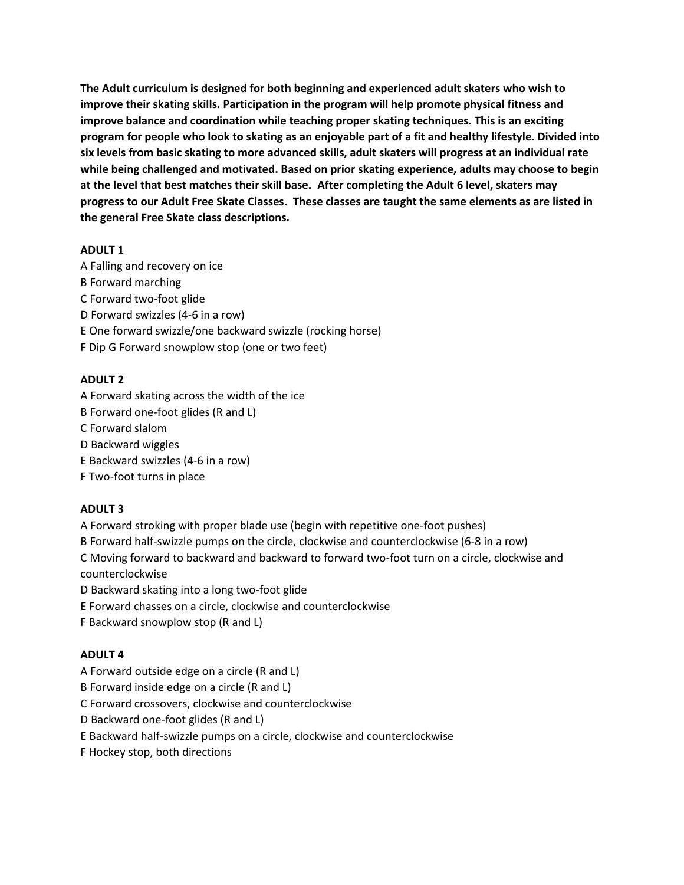**The Adult curriculum is designed for both beginning and experienced adult skaters who wish to improve their skating skills. Participation in the program will help promote physical fitness and improve balance and coordination while teaching proper skating techniques. This is an exciting program for people who look to skating as an enjoyable part of a fit and healthy lifestyle. Divided into six levels from basic skating to more advanced skills, adult skaters will progress at an individual rate while being challenged and motivated. Based on prior skating experience, adults may choose to begin at the level that best matches their skill base. After completing the Adult 6 level, skaters may progress to our Adult Free Skate Classes. These classes are taught the same elements as are listed in the general Free Skate class descriptions.**

**ADULT 1**

A Falling and recovery on ice
B Forward marching
C Forward two-foot glide
D Forward swizzles (4-6 in a row)
E One forward swizzle/one backward swizzle (rocking horse)
F Dip G Forward snowplow stop (one or two feet)

**ADULT 2**

A Forward skating across the width of the ice
B Forward one-foot glides (R and L)
C Forward slalom
D Backward wiggles
E Backward swizzles (4-6 in a row)
F Two-foot turns in place

**ADULT 3**

A Forward stroking with proper blade use (begin with repetitive one-foot pushes)
B Forward half-swizzle pumps on the circle, clockwise and counterclockwise (6-8 in a row)
C Moving forward to backward and backward to forward two-foot turn on a circle, clockwise and counterclockwise
D Backward skating into a long two-foot glide
E Forward chasses on a circle, clockwise and counterclockwise
F Backward snowplow stop (R and L)

**ADULT 4**

A Forward outside edge on a circle (R and L)
B Forward inside edge on a circle (R and L)
C Forward crossovers, clockwise and counterclockwise
D Backward one-foot glides (R and L)
E Backward half-swizzle pumps on a circle, clockwise and counterclockwise
F Hockey stop, both directions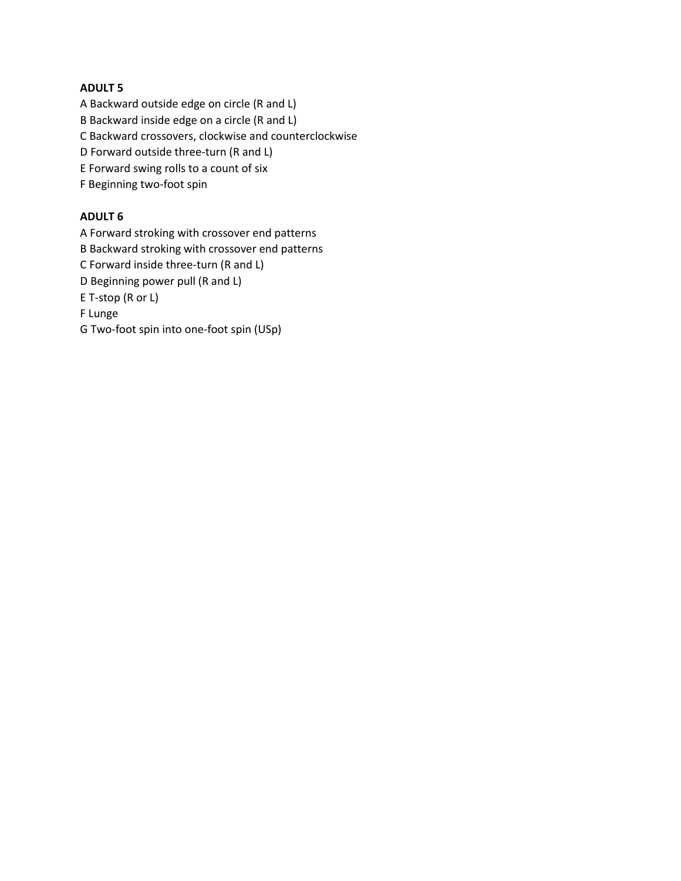**ADULT 5**

A Backward outside edge on circle (R and L)
B Backward inside edge on a circle (R and L)
C Backward crossovers, clockwise and counterclockwise
D Forward outside three-turn (R and L)
E Forward swing rolls to a count of six
F Beginning two-foot spin

**ADULT 6**

A Forward stroking with crossover end patterns
B Backward stroking with crossover end patterns
C Forward inside three-turn (R and L)
D Beginning power pull (R and L)
E T-stop (R or L)
F Lunge
G Two-foot spin into one-foot spin (USp)